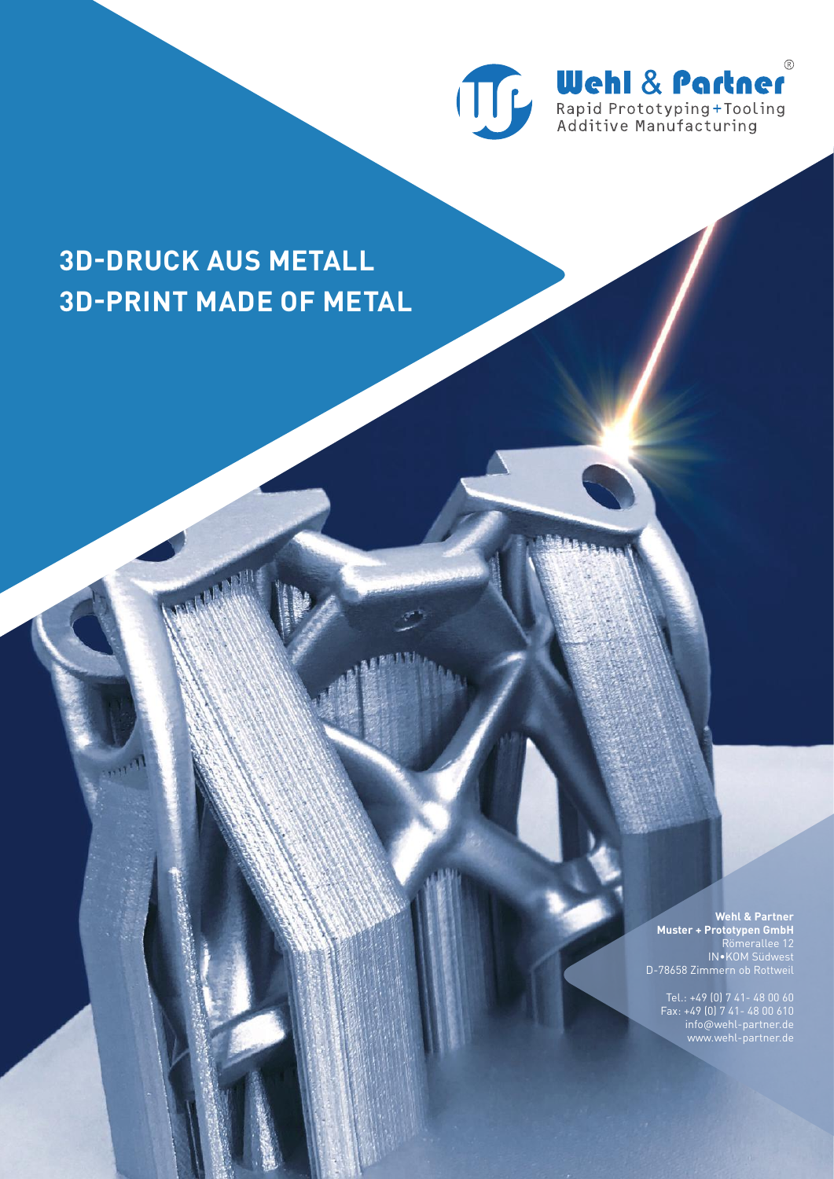Wehl & Partner®

Rapid Prototyping+Tooling
Additive Manufacturing

# 3D-DRUCK AUS METALL
# 3D-PRINT MADE OF METAL

**Wehl & Partner**
**Muster + Prototypen GmbH**
Römerallee 12
IN•KOM Südwest
D-78658 Zimmern ob Rottweil

Tel.: +49 (0) 7 41- 48 00 60
Fax: +49 (0) 7 41- 48 00 610
info@wehl-partner.de
www.wehl-partner.de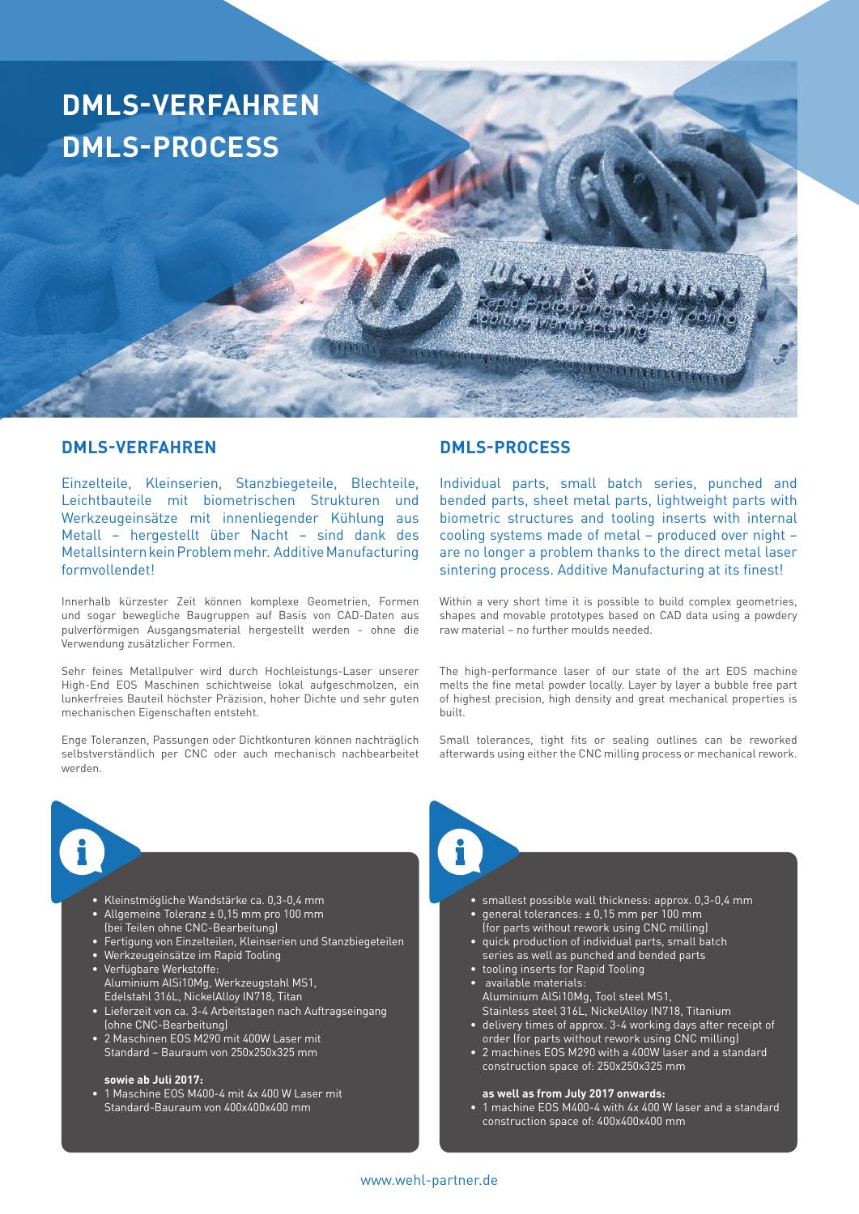# DMLS-VERFAHREN
# DMLS-PROCESS

## DMLS-VERFAHREN

Einzelteile, Kleinserien, Stanzbiegeteile, Blechteile, Leichtbauteile mit biometrischen Strukturen und Werkzeugeinsätze mit innenliegender Kühlung aus Metall – hergestellt über Nacht – sind dank des Metallsintern kein Problem mehr. Additive Manufacturing formvollendet!

Innerhalb kürzester Zeit können komplexe Geometrien, Formen und sogar bewegliche Baugruppen auf Basis von CAD-Daten aus pulverförmigen Ausgangsmaterial hergestellt werden - ohne die Verwendung zusätzlicher Formen.

Sehr feines Metallpulver wird durch Hochleistungs-Laser unserer High-End EOS Maschinen schichtweise lokal aufgeschmolzen, ein lunkerfreies Bauteil höchster Präzision, hoher Dichte und sehr guten mechanischen Eigenschaften entsteht.

Enge Toleranzen, Passungen oder Dichtkonturen können nachträglich selbstverständlich per CNC oder auch mechanisch nachbearbeitet werden.

- Kleinstmögliche Wandstärke ca. 0,3-0,4 mm
- Allgemeine Toleranz ± 0,15 mm pro 100 mm (bei Teilen ohne CNC-Bearbeitung)
- Fertigung von Einzelteilen, Kleinserien und Stanzbiegeteilen
- Werkzeugeinsätze im Rapid Tooling
- Verfügbare Werkstoffe: Aluminium AlSi10Mg, Werkzeugstahl MS1, Edelstahl 316L, NickelAlloy IN718, Titan
- Lieferzeit von ca. 3-4 Arbeitstagen nach Auftragseingang (ohne CNC-Bearbeitung)
- 2 Maschinen EOS M290 mit 400W Laser mit Standard – Bauraum von 250x250x325 mm

**sowie ab Juli 2017:**

- 1 Maschine EOS M400-4 mit 4x 400 W Laser mit Standard-Bauraum von 400x400x400 mm

## DMLS-PROCESS

Individual parts, small batch series, punched and bended parts, sheet metal parts, lightweight parts with biometric structures and tooling inserts with internal cooling systems made of metal – produced over night – are no longer a problem thanks to the direct metal laser sintering process. Additive Manufacturing at its finest!

Within a very short time it is possible to build complex geometries, shapes and movable prototypes based on CAD data using a powdery raw material – no further moulds needed.

The high-performance laser of our state of the art EOS machine melts the fine metal powder locally. Layer by layer a bubble free part of highest precision, high density and great mechanical properties is built.

Small tolerances, tight fits or sealing outlines can be reworked afterwards using either the CNC milling process or mechanical rework.

- smallest possible wall thickness: approx. 0,3-0,4 mm
- general tolerances: ± 0,15 mm per 100 mm (for parts without rework using CNC milling)
- quick production of individual parts, small batch series as well as punched and bended parts
- tooling inserts for Rapid Tooling
- available materials: Aluminium AlSi10Mg, Tool steel MS1, Stainless steel 316L, NickelAlloy IN718, Titanium
- delivery times of approx. 3-4 working days after receipt of order (for parts without rework using CNC milling)
- 2 machines EOS M290 with a 400W laser and a standard construction space of: 250x250x325 mm

**as well as from July 2017 onwards:**

- 1 machine EOS M400-4 with 4x 400 W laser and a standard construction space of: 400x400x400 mm

www.wehl-partner.de